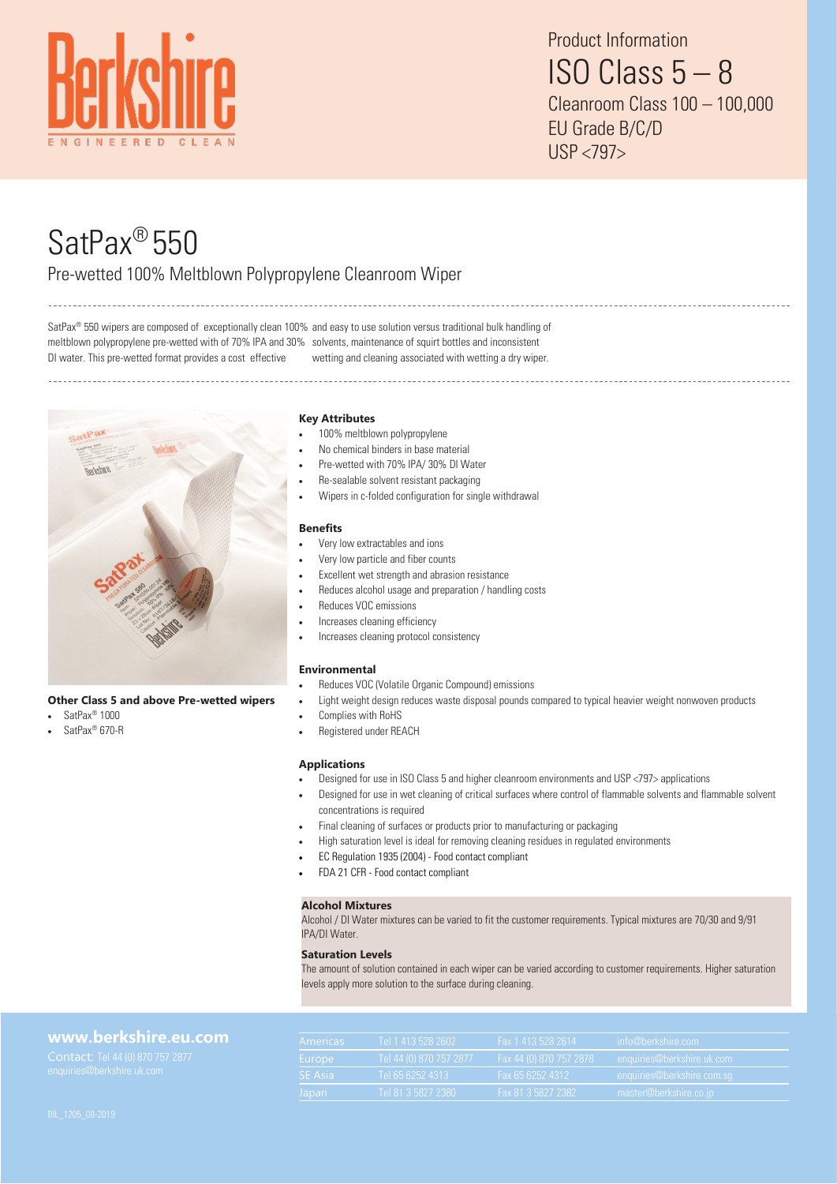# Berkshire

ENGINEERED CLEAN

Product Information
ISO Class 5 – 8
Cleanroom Class 100 – 100,000
EU Grade B/C/D
USP <797>

# SatPax® 550

## Pre-wetted 100% Meltblown Polypropylene Cleanroom Wiper

SatPax® 550 wipers are composed of exceptionally clean 100% meltblown polypropylene pre-wetted with of 70% IPA and 30% DI water. This pre-wetted format provides a cost effective and easy to use solution versus traditional bulk handling of solvents, maintenance of squirt bottles and inconsistent wetting and cleaning associated with wetting a dry wiper.

**Other Class 5 and above Pre-wetted wipers**

- SatPax® 1000
- SatPax® 670-R

### Key Attributes

- 100% meltblown polypropylene
- No chemical binders in base material
- Pre-wetted with 70% IPA/ 30% DI Water
- Re-sealable solvent resistant packaging
- Wipers in c-folded configuration for single withdrawal

### Benefits

- Very low extractables and ions
- Very low particle and fiber counts
- Excellent wet strength and abrasion resistance
- Reduces alcohol usage and preparation / handling costs
- Reduces VOC emissions
- Increases cleaning efficiency
- Increases cleaning protocol consistency

### Environmental

- Reduces VOC (Volatile Organic Compound) emissions
- Light weight design reduces waste disposal pounds compared to typical heavier weight nonwoven products
- Complies with RoHS
- Registered under REACH

### Applications

- Designed for use in ISO Class 5 and higher cleanroom environments and USP <797> applications
- Designed for use in wet cleaning of critical surfaces where control of flammable solvents and flammable solvent concentrations is required
- Final cleaning of surfaces or products prior to manufacturing or packaging
- High saturation level is ideal for removing cleaning residues in regulated environments
- EC Regulation 1935 (2004) - Food contact compliant
- FDA 21 CFR - Food contact compliant

### Alcohol Mixtures

Alcohol / DI Water mixtures can be varied to fit the customer requirements. Typical mixtures are 70/30 and 9/91 IPA/DI Water.

### Saturation Levels

The amount of solution contained in each wiper can be varied according to customer requirements. Higher saturation levels apply more solution to the surface during cleaning.

**www.berkshire.eu.com**

Contact: Tel 44 (0) 870 757 2877
enquiries@berkshire.uk.com

| | | | |
|---|---|---|---|
| Americas | Tel 1 413 528 2602 | Fax 1 413 528 2614 | info@berkshire.com |
| Europe | Tel 44 (0) 870 757 2877 | Fax 44 (0) 870 757 2878 | enquiries@berkshire.uk.com |
| SE Asia | Tel 65 6252 4313 | Fax 65 6252 4312 | enquiries@berkshire.com.sg |
| Japan | Tel 81 3 5827 2380 | Fax 81 3 5827 2382 | master@berkshire.co.jp |

BIL_1205_08-2019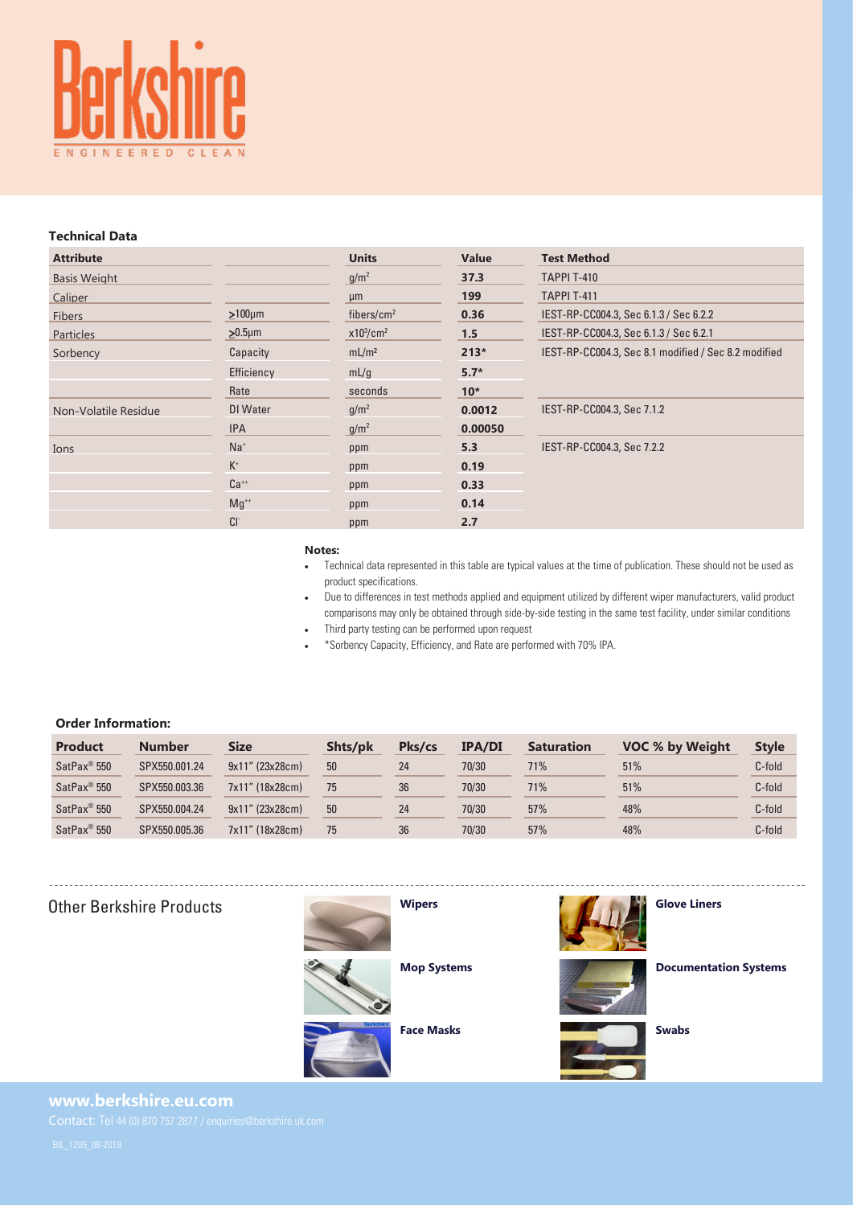# Berkshire

ENGINEERED CLEAN

## Technical Data

| Attribute | | Units | Value | Test Method |
|---|---|---|---|---|
| Basis Weight | | $g/m^2$ | **37.3** | TAPPI T-410 |
| Caliper | | µm | **199** | TAPPI T-411 |
| Fibers | ≥100µm | $fibers/cm^2$ | **0.36** | IEST-RP-CC004.3, Sec 6.1.3 / Sec 6.2.2 |
| Particles | ≥0.5µm | $x10^3/cm^2$ | **1.5** | IEST-RP-CC004.3, Sec 6.1.3 / Sec 6.2.1 |
| Sorbency | Capacity | $mL/m^2$ | **213*** | IEST-RP-CC004.3, Sec 8.1 modified / Sec 8.2 modified |
| | Efficiency | mL/g | **5.7*** | |
| | Rate | seconds | **10*** | |
| Non-Volatile Residue | DI Water | $g/m^2$ | **0.0012** | IEST-RP-CC004.3, Sec 7.1.2 |
| | IPA | $g/m^2$ | **0.00050** | |
| Ions | $Na^+$ | ppm | **5.3** | IEST-RP-CC004.3, Sec 7.2.2 |
| | $K^+$ | ppm | **0.19** | |
| | $Ca^{++}$ | ppm | **0.33** | |
| | $Mg^{++}$ | ppm | **0.14** | |
| | $Cl^-$ | ppm | **2.7** | |

**Notes:**

- Technical data represented in this table are typical values at the time of publication. These should not be used as product specifications.
- Due to differences in test methods applied and equipment utilized by different wiper manufacturers, valid product comparisons may only be obtained through side-by-side testing in the same test facility, under similar conditions
- Third party testing can be performed upon request
- *Sorbency Capacity, Efficiency, and Rate are performed with 70% IPA.

## Order Information:

| Product | Number | Size | Shts/pk | Pks/cs | IPA/DI | Saturation | VOC % by Weight | Style |
|---|---|---|---|---|---|---|---|---|
| SatPax® 550 | SPX550.001.24 | 9x11" (23x28cm) | 50 | 24 | 70/30 | 71% | 51% | C-fold |
| SatPax® 550 | SPX550.003.36 | 7x11" (18x28cm) | 75 | 36 | 70/30 | 71% | 51% | C-fold |
| SatPax® 550 | SPX550.004.24 | 9x11" (23x28cm) | 50 | 24 | 70/30 | 57% | 48% | C-fold |
| SatPax® 550 | SPX550.005.36 | 7x11" (18x28cm) | 75 | 36 | 70/30 | 57% | 48% | C-fold |

## Other Berkshire Products

- **Wipers**
- **Glove Liners**
- **Mop Systems**
- **Documentation Systems**
- **Face Masks**
- **Swabs**

**www.berkshire.eu.com**

Contact: Tel 44 (0) 870 757 2877 / enquiries@berkshire.uk.com

BIL_1205_08-2019